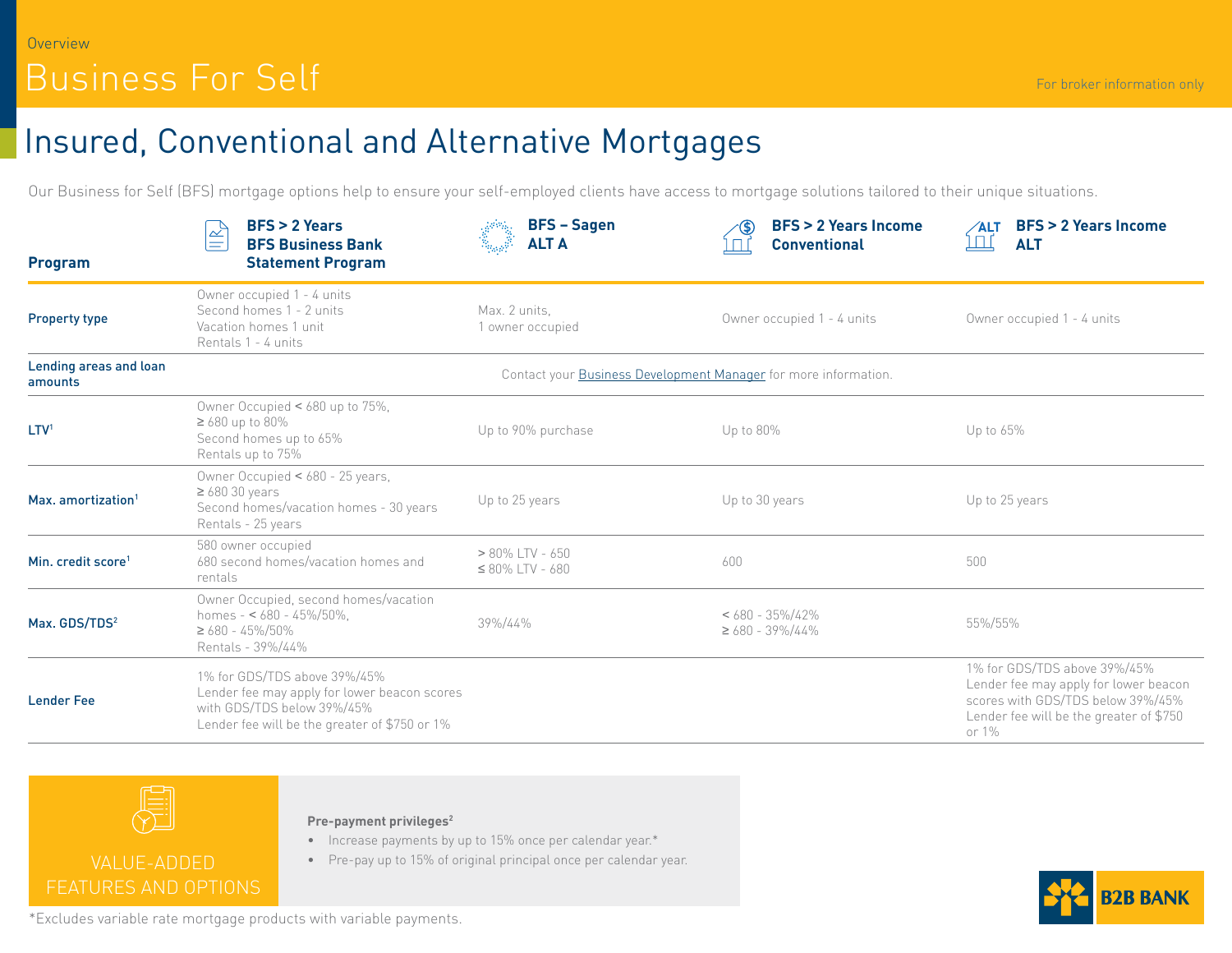Overview

# Business For Self

For broker information only

## Insured, Conventional and Alternative Mortgages

Our Business for Self (BFS) mortgage options help to ensure your self-employed clients have access to mortgage solutions tailored to their unique situations.

| Program | BFS > 2 Years BFS Business Bank Statement Program | BFS – Sagen ALT A | BFS > 2 Years Income Conventional | BFS > 2 Years Income ALT |
|---|---|---|---|---|
| Property type | Owner occupied 1 - 4 units<br>Second homes 1 - 2 units<br>Vacation homes 1 unit<br>Rentals 1 - 4 units | Max. 2 units,<br>1 owner occupied | Owner occupied 1 - 4 units | Owner occupied 1 - 4 units |
| Lending areas and loan amounts | Contact your Business Development Manager for more information. | | | |
| LTV[1] | Owner Occupied < 680 up to 75%,<br>≥ 680 up to 80%<br>Second homes up to 65%<br>Rentals up to 75% | Up to 90% purchase | Up to 80% | Up to 65% |
| Max. amortization[1] | Owner Occupied < 680 - 25 years,<br>≥ 680 30 years<br>Second homes/vacation homes - 30 years<br>Rentals - 25 years | Up to 25 years | Up to 30 years | Up to 25 years |
| Min. credit score[1] | 580 owner occupied<br>680 second homes/vacation homes and rentals | > 80% LTV - 650<br>≤ 80% LTV - 680 | 600 | 500 |
| Max. GDS/TDS[2] | Owner Occupied, second homes/vacation homes - < 680 - 45%/50%,<br>≥ 680 - 45%/50%<br>Rentals - 39%/44% | 39%/44% | < 680 - 35%/42%<br>≥ 680 - 39%/44% | 55%/55% |
| Lender Fee | 1% for GDS/TDS above 39%/45%<br>Lender fee may apply for lower beacon scores with GDS/TDS below 39%/45%<br>Lender fee will be the greater of $750 or 1% | | | 1% for GDS/TDS above 39%/45%<br>Lender fee may apply for lower beacon scores with GDS/TDS below 39%/45%<br>Lender fee will be the greater of $750 or 1% |

### VALUE-ADDED FEATURES AND OPTIONS

**Pre-payment privileges[2]**

- Increase payments by up to 15% once per calendar year.*
- Pre-pay up to 15% of original principal once per calendar year.

*Excludes variable rate mortgage products with variable payments.

B2B BANK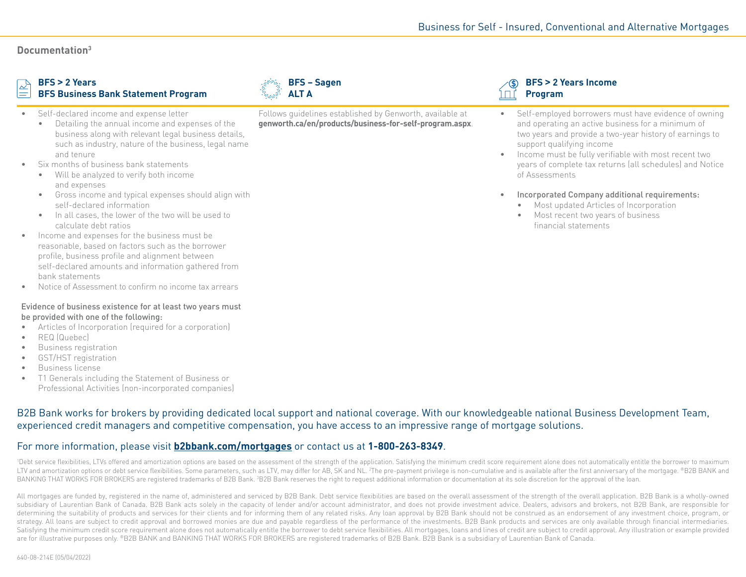## Documentation[3]

### BFS > 2 Years
### BFS Business Bank Statement Program

- Self-declared income and expense letter
  - Detailing the annual income and expenses of the business along with relevant legal business details, such as industry, nature of the business, legal name and tenure
- Six months of business bank statements
  - Will be analyzed to verify both income and expenses
  - Gross income and typical expenses should align with self-declared information
  - In all cases, the lower of the two will be used to calculate debt ratios
- Income and expenses for the business must be reasonable, based on factors such as the borrower profile, business profile and alignment between self-declared amounts and information gathered from bank statements
- Notice of Assessment to confirm no income tax arrears

Evidence of business existence for at least two years must be provided with one of the following:

- Articles of Incorporation (required for a corporation)
- REQ (Quebec)
- Business registration
- GST/HST registration
- Business license
- T1 Generals including the Statement of Business or Professional Activities (non-incorporated companies)

### BFS – Sagen
### ALT A

Follows guidelines established by Genworth, available at **genworth.ca/en/products/business-for-self-program.aspx**.

### BFS > 2 Years Income Program

- Self-employed borrowers must have evidence of owning and operating an active business for a minimum of two years and provide a two-year history of earnings to support qualifying income
- Income must be fully verifiable with most recent two years of complete tax returns (all schedules) and Notice of Assessments
- Incorporated Company additional requirements:
  - Most updated Articles of Incorporation
  - Most recent two years of business financial statements

B2B Bank works for brokers by providing dedicated local support and national coverage. With our knowledgeable national Business Development Team, experienced credit managers and competitive compensation, you have access to an impressive range of mortgage solutions.

For more information, please visit **b2bbank.com/mortgages** or contact us at **1-800-263-8349**.

[1]Debt service flexibilities, LTVs offered and amortization options are based on the assessment of the strength of the application. Satisfying the minimum credit score requirement alone does not automatically entitle the borrower to maximum LTV and amortization options or debt service flexibilities. Some parameters, such as LTV, may differ for AB, SK and NL. [2]The pre-payment privilege is non-cumulative and is available after the first anniversary of the mortgage. ®B2B BANK and BANKING THAT WORKS FOR BROKERS are registered trademarks of B2B Bank. [3]B2B Bank reserves the right to request additional information or documentation at its sole discretion for the approval of the loan.

All mortgages are funded by, registered in the name of, administered and serviced by B2B Bank. Debt service flexibilities are based on the overall assessment of the strength of the overall application. B2B Bank is a wholly-owned subsidiary of Laurentian Bank of Canada. B2B Bank acts solely in the capacity of lender and/or account administrator, and does not provide investment advice. Dealers, advisors and brokers, not B2B Bank, are responsible for determining the suitability of products and services for their clients and for informing them of any related risks. Any loan approval by B2B Bank should not be construed as an endorsement of any investment choice, program, or strategy. All loans are subject to credit approval and borrowed monies are due and payable regardless of the performance of the investments. B2B Bank products and services are only available through financial intermediaries. Satisfying the minimum credit score requirement alone does not automatically entitle the borrower to debt service flexibilities. All mortgages, loans and lines of credit are subject to credit approval. Any illustration or example provided are for illustrative purposes only. ®B2B BANK and BANKING THAT WORKS FOR BROKERS are registered trademarks of B2B Bank. B2B Bank is a subsidiary of Laurentian Bank of Canada.

640-08-214E (05/04/2022)